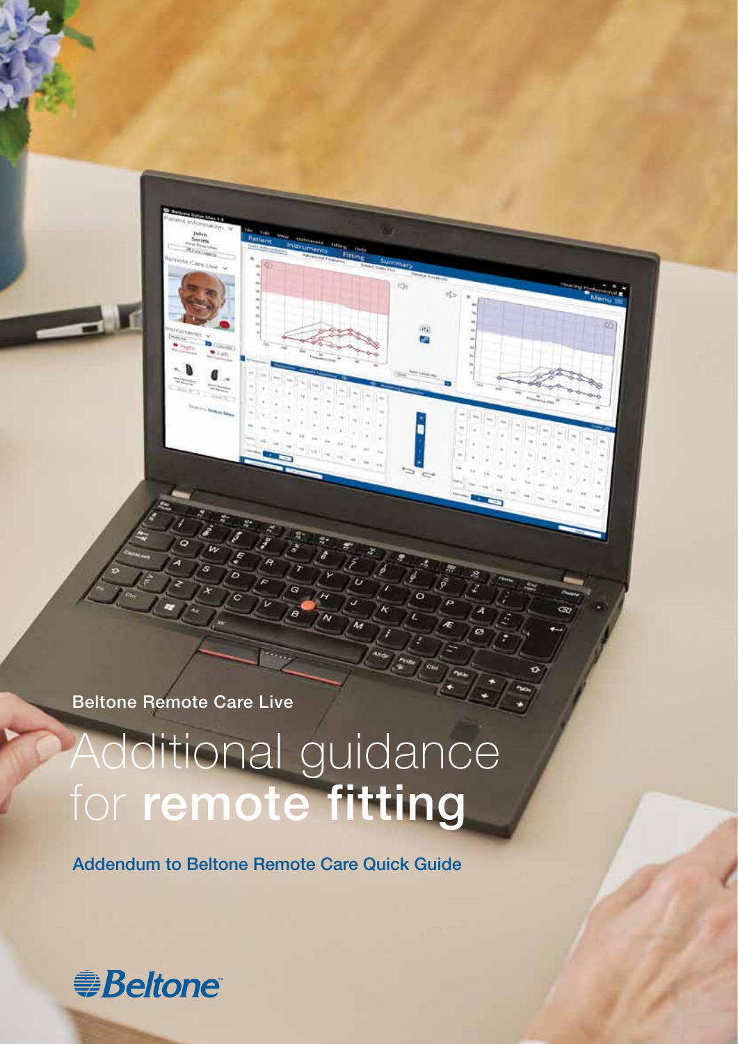Beltone Remote Care Live

# Additional guidance for **remote fitting**

Addendum to Beltone Remote Care Quick Guide

Beltone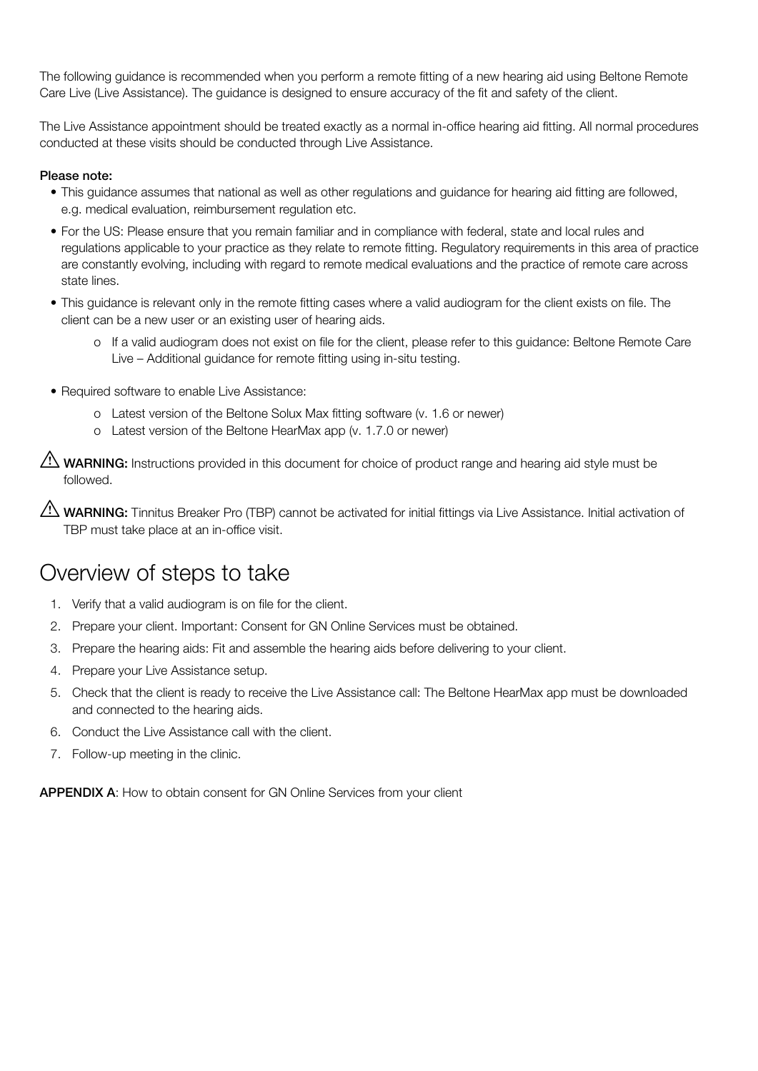The following guidance is recommended when you perform a remote fitting of a new hearing aid using Beltone Remote Care Live (Live Assistance). The guidance is designed to ensure accuracy of the fit and safety of the client.

The Live Assistance appointment should be treated exactly as a normal in-office hearing aid fitting. All normal procedures conducted at these visits should be conducted through Live Assistance.

**Please note:**

- This guidance assumes that national as well as other regulations and guidance for hearing aid fitting are followed, e.g. medical evaluation, reimbursement regulation etc.
- For the US: Please ensure that you remain familiar and in compliance with federal, state and local rules and regulations applicable to your practice as they relate to remote fitting. Regulatory requirements in this area of practice are constantly evolving, including with regard to remote medical evaluations and the practice of remote care across state lines.
- This guidance is relevant only in the remote fitting cases where a valid audiogram for the client exists on file. The client can be a new user or an existing user of hearing aids.
    - o If a valid audiogram does not exist on file for the client, please refer to this guidance: Beltone Remote Care Live – Additional guidance for remote fitting using in-situ testing.
- Required software to enable Live Assistance:
    - o Latest version of the Beltone Solux Max fitting software (v. 1.6 or newer)
    - o Latest version of the Beltone HearMax app (v. 1.7.0 or newer)

⚠ **WARNING:** Instructions provided in this document for choice of product range and hearing aid style must be followed.

⚠ **WARNING:** Tinnitus Breaker Pro (TBP) cannot be activated for initial fittings via Live Assistance. Initial activation of TBP must take place at an in-office visit.

# Overview of steps to take

1. Verify that a valid audiogram is on file for the client.
2. Prepare your client. Important: Consent for GN Online Services must be obtained.
3. Prepare the hearing aids: Fit and assemble the hearing aids before delivering to your client.
4. Prepare your Live Assistance setup.
5. Check that the client is ready to receive the Live Assistance call: The Beltone HearMax app must be downloaded and connected to the hearing aids.
6. Conduct the Live Assistance call with the client.
7. Follow-up meeting in the clinic.

**APPENDIX A**: How to obtain consent for GN Online Services from your client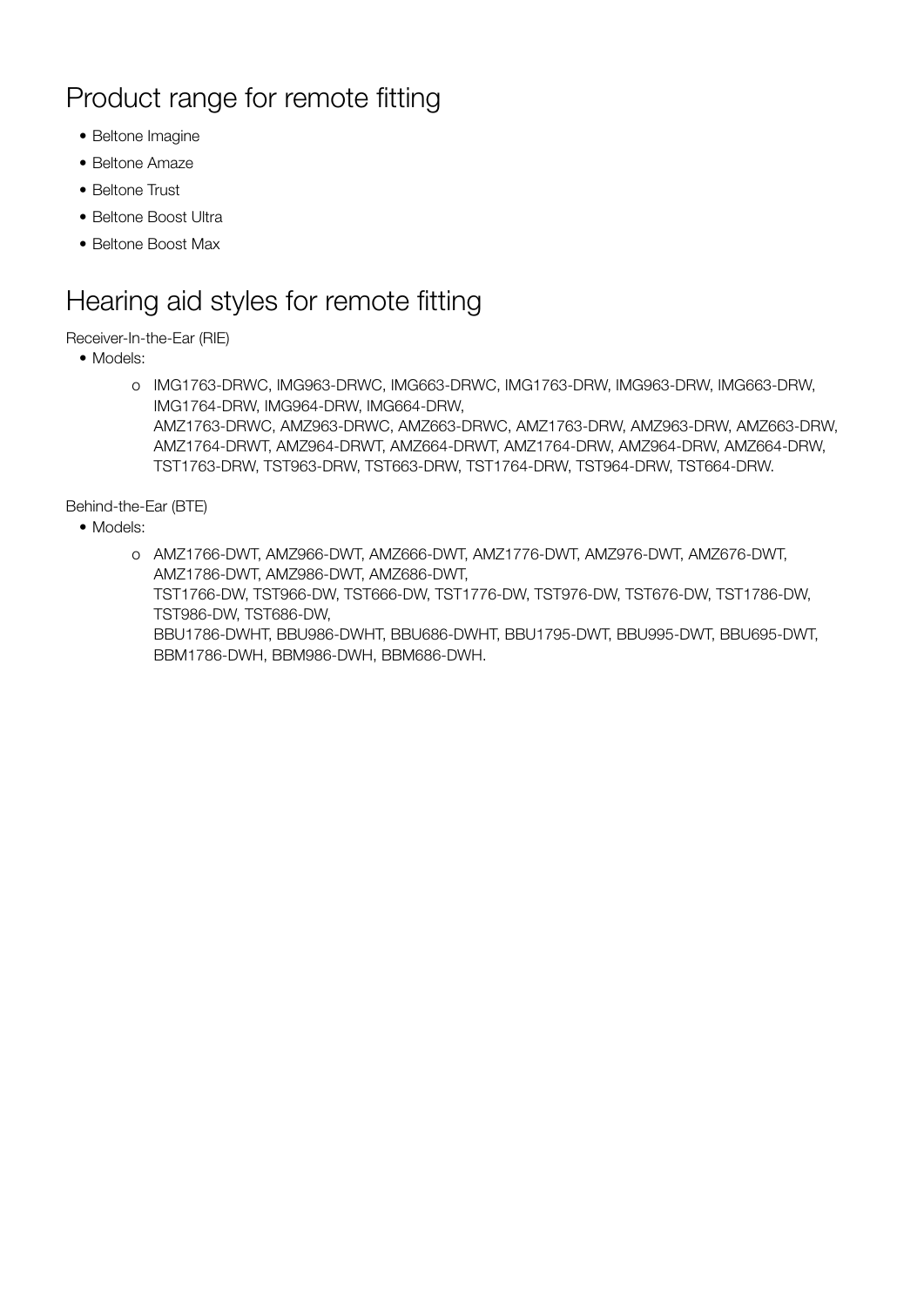## Product range for remote fitting

- Beltone Imagine
- Beltone Amaze
- Beltone Trust
- Beltone Boost Ultra
- Beltone Boost Max

## Hearing aid styles for remote fitting

Receiver-In-the-Ear (RIE)

- Models:
  - IMG1763-DRWC, IMG963-DRWC, IMG663-DRWC, IMG1763-DRW, IMG963-DRW, IMG663-DRW, IMG1764-DRW, IMG964-DRW, IMG664-DRW,
    AMZ1763-DRWC, AMZ963-DRWC, AMZ663-DRWC, AMZ1763-DRW, AMZ963-DRW, AMZ663-DRW, AMZ1764-DRWT, AMZ964-DRWT, AMZ664-DRWT, AMZ1764-DRW, AMZ964-DRW, AMZ664-DRW,
    TST1763-DRW, TST963-DRW, TST663-DRW, TST1764-DRW, TST964-DRW, TST664-DRW.

Behind-the-Ear (BTE)

- Models:
  - AMZ1766-DWT, AMZ966-DWT, AMZ666-DWT, AMZ1776-DWT, AMZ976-DWT, AMZ676-DWT, AMZ1786-DWT, AMZ986-DWT, AMZ686-DWT,
    TST1766-DW, TST966-DW, TST666-DW, TST1776-DW, TST976-DW, TST676-DW, TST1786-DW, TST986-DW, TST686-DW,
    BBU1786-DWHT, BBU986-DWHT, BBU686-DWHT, BBU1795-DWT, BBU995-DWT, BBU695-DWT, BBM1786-DWH, BBM986-DWH, BBM686-DWH.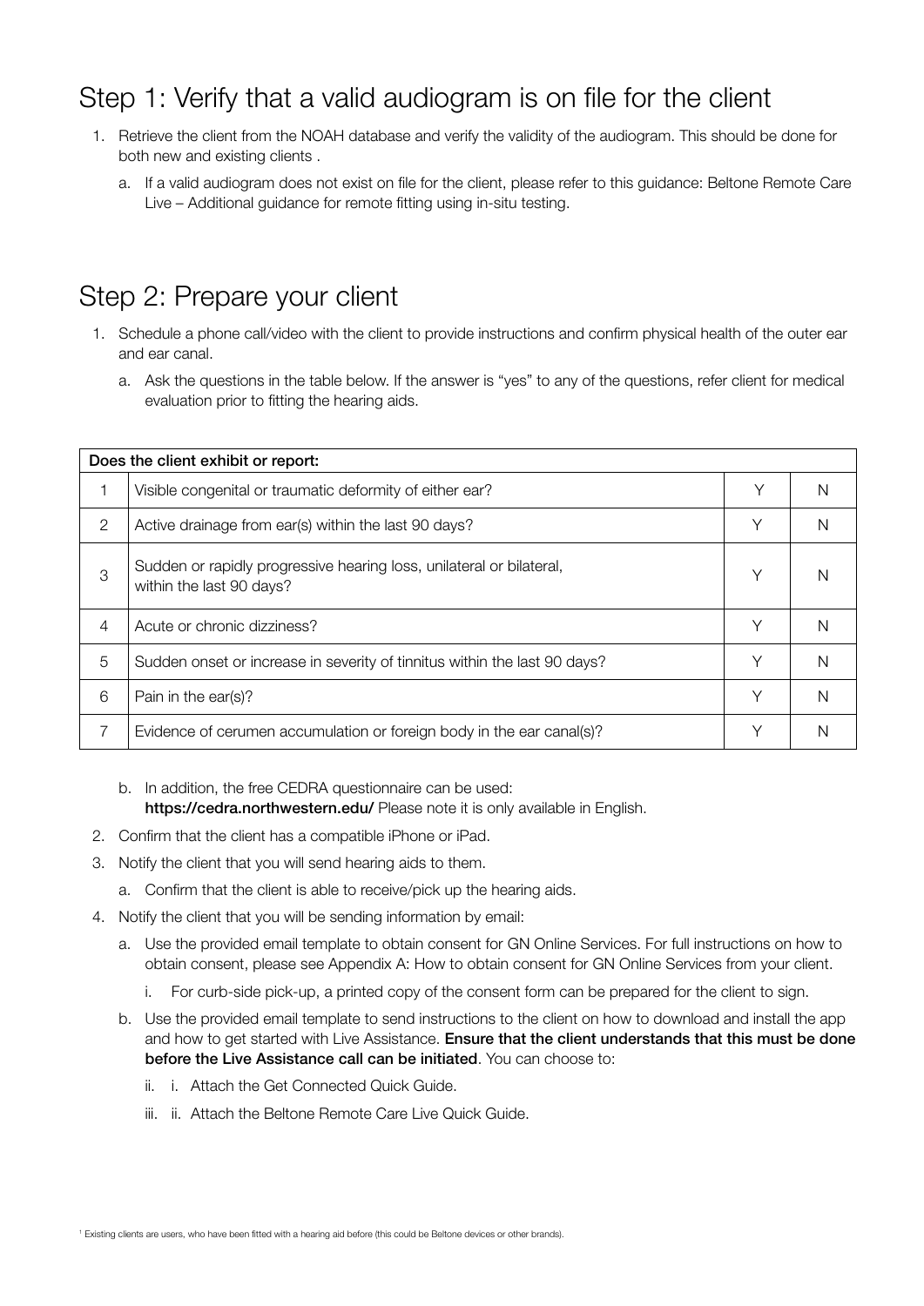## Step 1: Verify that a valid audiogram is on file for the client

1. Retrieve the client from the NOAH database and verify the validity of the audiogram. This should be done for both new and existing clients .
   a. If a valid audiogram does not exist on file for the client, please refer to this guidance: Beltone Remote Care Live – Additional guidance for remote fitting using in-situ testing.

## Step 2: Prepare your client

1. Schedule a phone call/video with the client to provide instructions and confirm physical health of the outer ear and ear canal.
   a. Ask the questions in the table below. If the answer is "yes" to any of the questions, refer client for medical evaluation prior to fitting the hearing aids.

| **Does the client exhibit or report:** | | | |
|---|---|---|---|
| 1 | Visible congenital or traumatic deformity of either ear? | Y | N |
| 2 | Active drainage from ear(s) within the last 90 days? | Y | N |
| 3 | Sudden or rapidly progressive hearing loss, unilateral or bilateral, within the last 90 days? | Y | N |
| 4 | Acute or chronic dizziness? | Y | N |
| 5 | Sudden onset or increase in severity of tinnitus within the last 90 days? | Y | N |
| 6 | Pain in the ear(s)? | Y | N |
| 7 | Evidence of cerumen accumulation or foreign body in the ear canal(s)? | Y | N |

   b. In addition, the free CEDRA questionnaire can be used: **https://cedra.northwestern.edu/** Please note it is only available in English.
2. Confirm that the client has a compatible iPhone or iPad.
3. Notify the client that you will send hearing aids to them.
   a. Confirm that the client is able to receive/pick up the hearing aids.
4. Notify the client that you will be sending information by email:
   a. Use the provided email template to obtain consent for GN Online Services. For full instructions on how to obtain consent, please see Appendix A: How to obtain consent for GN Online Services from your client.
      i. For curb-side pick-up, a printed copy of the consent form can be prepared for the client to sign.
   b. Use the provided email template to send instructions to the client on how to download and install the app and how to get started with Live Assistance. **Ensure that the client understands that this must be done before the Live Assistance call can be initiated**. You can choose to:
      ii. i. Attach the Get Connected Quick Guide.
      iii. ii. Attach the Beltone Remote Care Live Quick Guide.

[1] Existing clients are users, who have been fitted with a hearing aid before (this could be Beltone devices or other brands).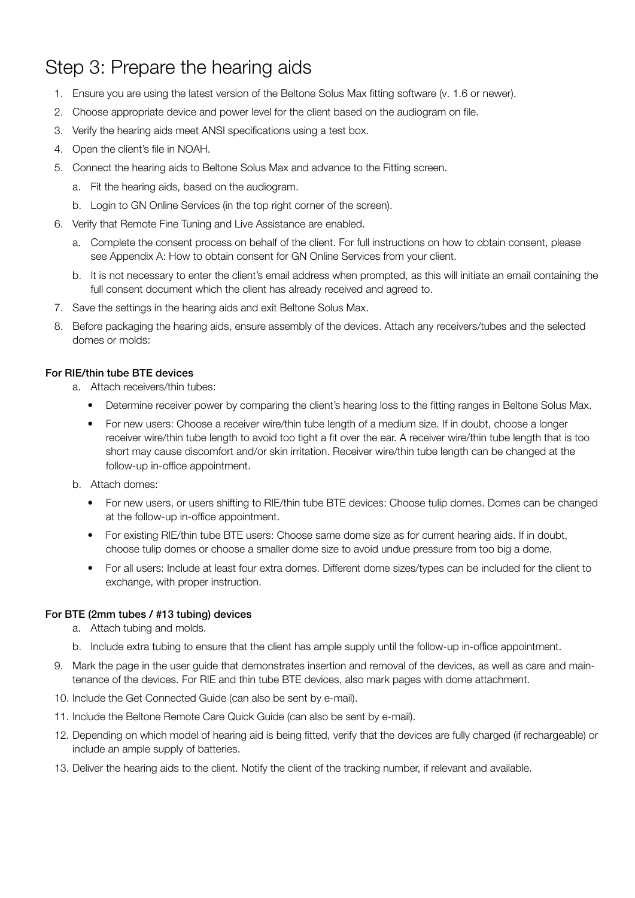# Step 3: Prepare the hearing aids

1. Ensure you are using the latest version of the Beltone Solus Max fitting software (v. 1.6 or newer).
2. Choose appropriate device and power level for the client based on the audiogram on file.
3. Verify the hearing aids meet ANSI specifications using a test box.
4. Open the client's file in NOAH.
5. Connect the hearing aids to Beltone Solus Max and advance to the Fitting screen.
   a. Fit the hearing aids, based on the audiogram.
   b. Login to GN Online Services (in the top right corner of the screen).
6. Verify that Remote Fine Tuning and Live Assistance are enabled.
   a. Complete the consent process on behalf of the client. For full instructions on how to obtain consent, please see Appendix A: How to obtain consent for GN Online Services from your client.
   b. It is not necessary to enter the client's email address when prompted, as this will initiate an email containing the full consent document which the client has already received and agreed to.
7. Save the settings in the hearing aids and exit Beltone Solus Max.
8. Before packaging the hearing aids, ensure assembly of the devices. Attach any receivers/tubes and the selected domes or molds:

**For RIE/thin tube BTE devices**

a. Attach receivers/thin tubes:
   - Determine receiver power by comparing the client's hearing loss to the fitting ranges in Beltone Solus Max.
   - For new users: Choose a receiver wire/thin tube length of a medium size. If in doubt, choose a longer receiver wire/thin tube length to avoid too tight a fit over the ear. A receiver wire/thin tube length that is too short may cause discomfort and/or skin irritation. Receiver wire/thin tube length can be changed at the follow-up in-office appointment.

b. Attach domes:
   - For new users, or users shifting to RIE/thin tube BTE devices: Choose tulip domes. Domes can be changed at the follow-up in-office appointment.
   - For existing RIE/thin tube BTE users: Choose same dome size as for current hearing aids. If in doubt, choose tulip domes or choose a smaller dome size to avoid undue pressure from too big a dome.
   - For all users: Include at least four extra domes. Different dome sizes/types can be included for the client to exchange, with proper instruction.

**For BTE (2mm tubes / #13 tubing) devices**

a. Attach tubing and molds.

b. Include extra tubing to ensure that the client has ample supply until the follow-up in-office appointment.

9. Mark the page in the user guide that demonstrates insertion and removal of the devices, as well as care and maintenance of the devices. For RIE and thin tube BTE devices, also mark pages with dome attachment.
10. Include the Get Connected Guide (can also be sent by e-mail).
11. Include the Beltone Remote Care Quick Guide (can also be sent by e-mail).
12. Depending on which model of hearing aid is being fitted, verify that the devices are fully charged (if rechargeable) or include an ample supply of batteries.
13. Deliver the hearing aids to the client. Notify the client of the tracking number, if relevant and available.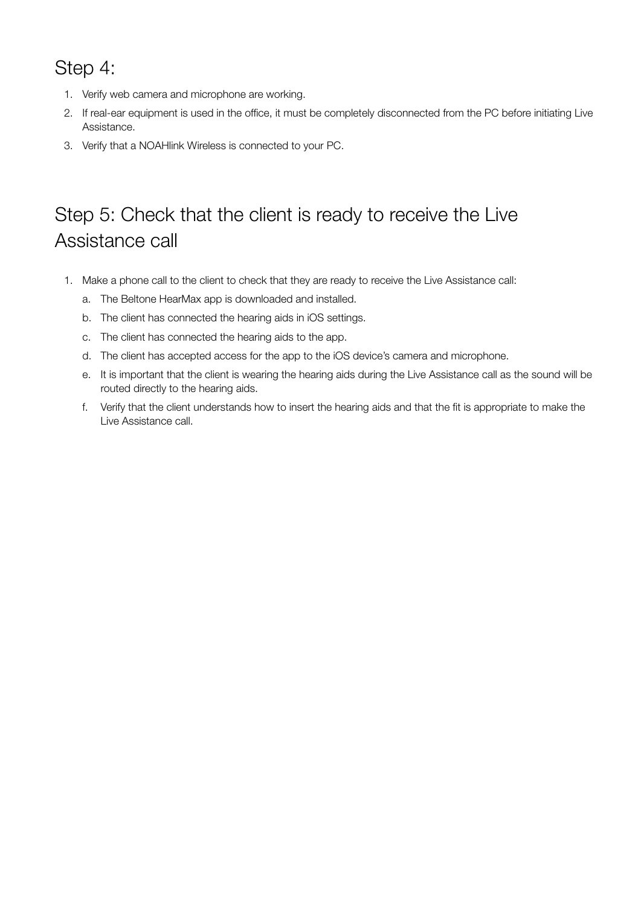## Step 4:

1. Verify web camera and microphone are working.
2. If real-ear equipment is used in the office, it must be completely disconnected from the PC before initiating Live Assistance.
3. Verify that a NOAHlink Wireless is connected to your PC.

## Step 5: Check that the client is ready to receive the Live Assistance call

1. Make a phone call to the client to check that they are ready to receive the Live Assistance call:
   a. The Beltone HearMax app is downloaded and installed.
   b. The client has connected the hearing aids in iOS settings.
   c. The client has connected the hearing aids to the app.
   d. The client has accepted access for the app to the iOS device's camera and microphone.
   e. It is important that the client is wearing the hearing aids during the Live Assistance call as the sound will be routed directly to the hearing aids.
   f. Verify that the client understands how to insert the hearing aids and that the fit is appropriate to make the Live Assistance call.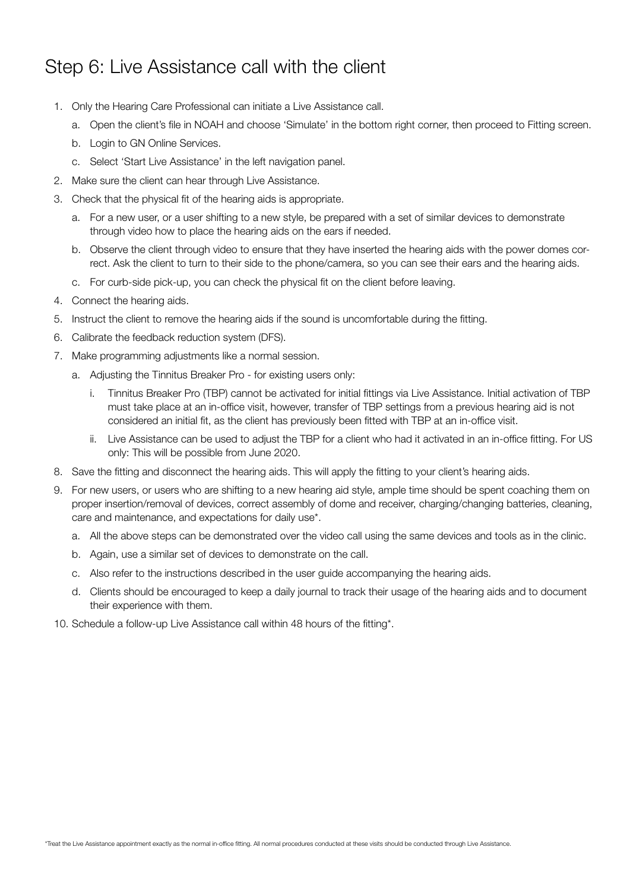# Step 6: Live Assistance call with the client

1. Only the Hearing Care Professional can initiate a Live Assistance call.
   a. Open the client's file in NOAH and choose 'Simulate' in the bottom right corner, then proceed to Fitting screen.
   b. Login to GN Online Services.
   c. Select 'Start Live Assistance' in the left navigation panel.
2. Make sure the client can hear through Live Assistance.
3. Check that the physical fit of the hearing aids is appropriate.
   a. For a new user, or a user shifting to a new style, be prepared with a set of similar devices to demonstrate through video how to place the hearing aids on the ears if needed.
   b. Observe the client through video to ensure that they have inserted the hearing aids with the power domes correct. Ask the client to turn to their side to the phone/camera, so you can see their ears and the hearing aids.
   c. For curb-side pick-up, you can check the physical fit on the client before leaving.
4. Connect the hearing aids.
5. Instruct the client to remove the hearing aids if the sound is uncomfortable during the fitting.
6. Calibrate the feedback reduction system (DFS).
7. Make programming adjustments like a normal session.
   a. Adjusting the Tinnitus Breaker Pro - for existing users only:
      i. Tinnitus Breaker Pro (TBP) cannot be activated for initial fittings via Live Assistance. Initial activation of TBP must take place at an in-office visit, however, transfer of TBP settings from a previous hearing aid is not considered an initial fit, as the client has previously been fitted with TBP at an in-office visit.
      ii. Live Assistance can be used to adjust the TBP for a client who had it activated in an in-office fitting. For US only: This will be possible from June 2020.
8. Save the fitting and disconnect the hearing aids. This will apply the fitting to your client's hearing aids.
9. For new users, or users who are shifting to a new hearing aid style, ample time should be spent coaching them on proper insertion/removal of devices, correct assembly of dome and receiver, charging/changing batteries, cleaning, care and maintenance, and expectations for daily use*.
   a. All the above steps can be demonstrated over the video call using the same devices and tools as in the clinic.
   b. Again, use a similar set of devices to demonstrate on the call.
   c. Also refer to the instructions described in the user guide accompanying the hearing aids.
   d. Clients should be encouraged to keep a daily journal to track their usage of the hearing aids and to document their experience with them.
10. Schedule a follow-up Live Assistance call within 48 hours of the fitting*.

*Treat the Live Assistance appointment exactly as the normal in-office fitting. All normal procedures conducted at these visits should be conducted through Live Assistance.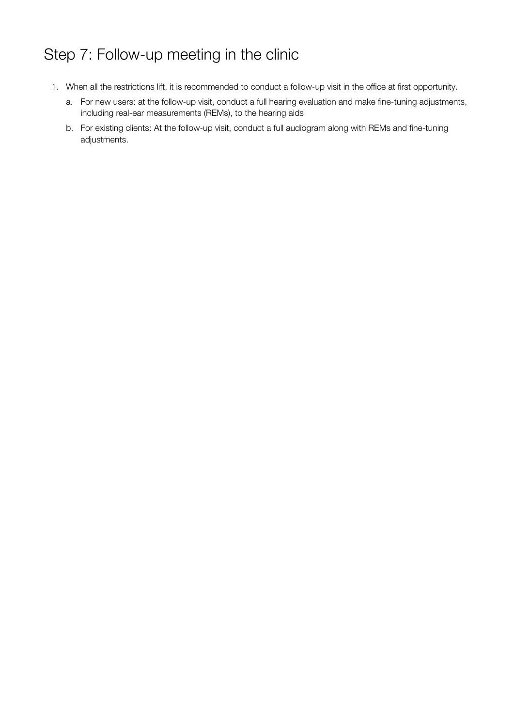## Step 7: Follow-up meeting in the clinic

1. When all the restrictions lift, it is recommended to conduct a follow-up visit in the office at first opportunity.
   a. For new users: at the follow-up visit, conduct a full hearing evaluation and make fine-tuning adjustments, including real-ear measurements (REMs), to the hearing aids
   b. For existing clients: At the follow-up visit, conduct a full audiogram along with REMs and fine-tuning adjustments.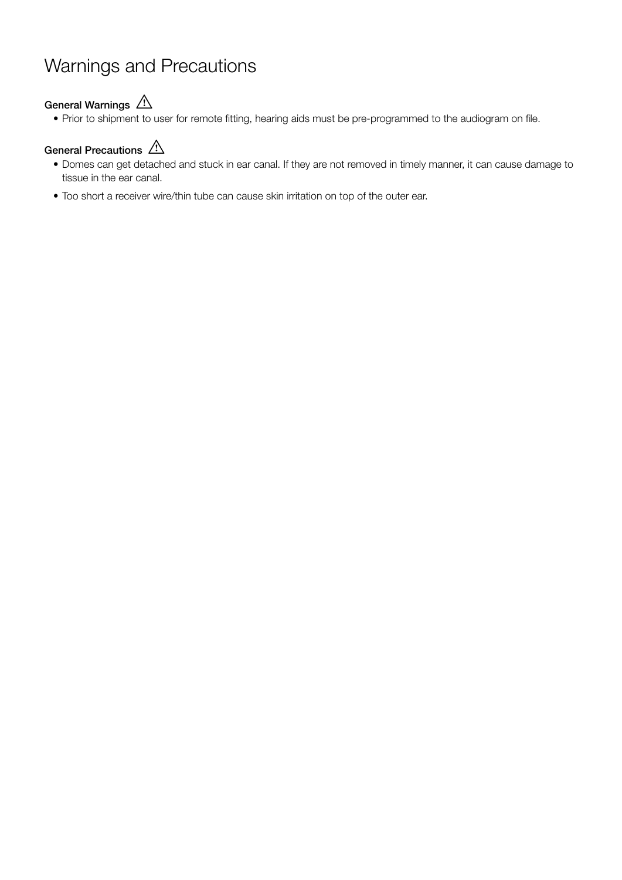# Warnings and Precautions

### General Warnings ⚠

- Prior to shipment to user for remote fitting, hearing aids must be pre-programmed to the audiogram on file.

### General Precautions ⚠

- Domes can get detached and stuck in ear canal. If they are not removed in timely manner, it can cause damage to tissue in the ear canal.
- Too short a receiver wire/thin tube can cause skin irritation on top of the outer ear.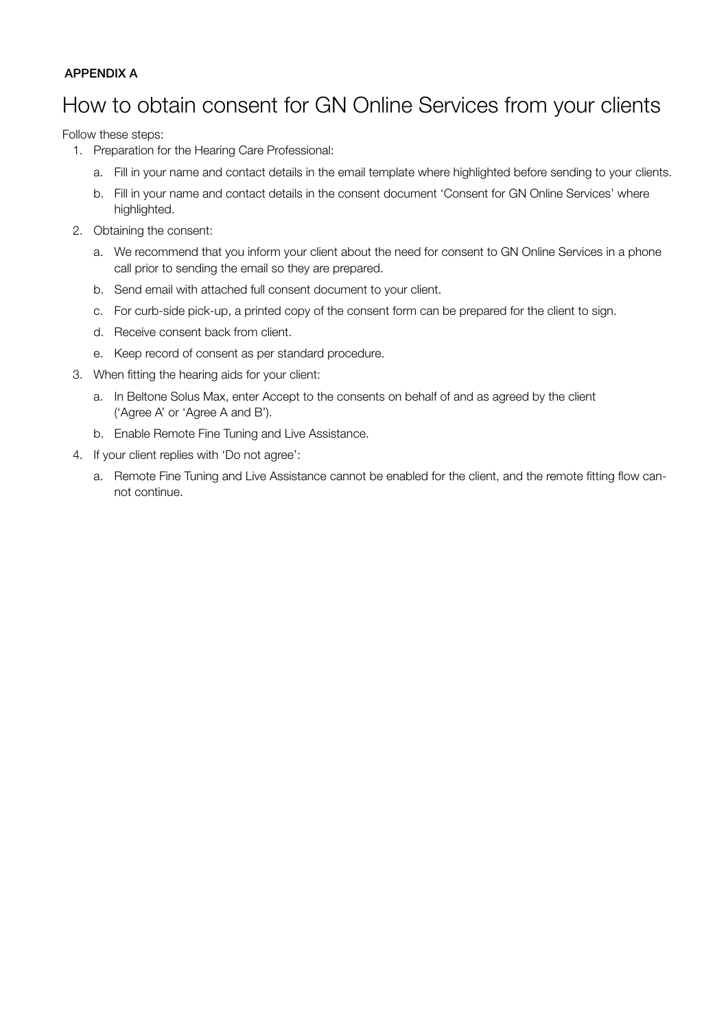**APPENDIX A**

# How to obtain consent for GN Online Services from your clients

Follow these steps:

1. Preparation for the Hearing Care Professional:
   a. Fill in your name and contact details in the email template where highlighted before sending to your clients.
   b. Fill in your name and contact details in the consent document 'Consent for GN Online Services' where highlighted.
2. Obtaining the consent:
   a. We recommend that you inform your client about the need for consent to GN Online Services in a phone call prior to sending the email so they are prepared.
   b. Send email with attached full consent document to your client.
   c. For curb-side pick-up, a printed copy of the consent form can be prepared for the client to sign.
   d. Receive consent back from client.
   e. Keep record of consent as per standard procedure.
3. When fitting the hearing aids for your client:
   a. In Beltone Solus Max, enter Accept to the consents on behalf of and as agreed by the client ('Agree A' or 'Agree A and B').
   b. Enable Remote Fine Tuning and Live Assistance.
4. If your client replies with 'Do not agree':
   a. Remote Fine Tuning and Live Assistance cannot be enabled for the client, and the remote fitting flow cannot continue.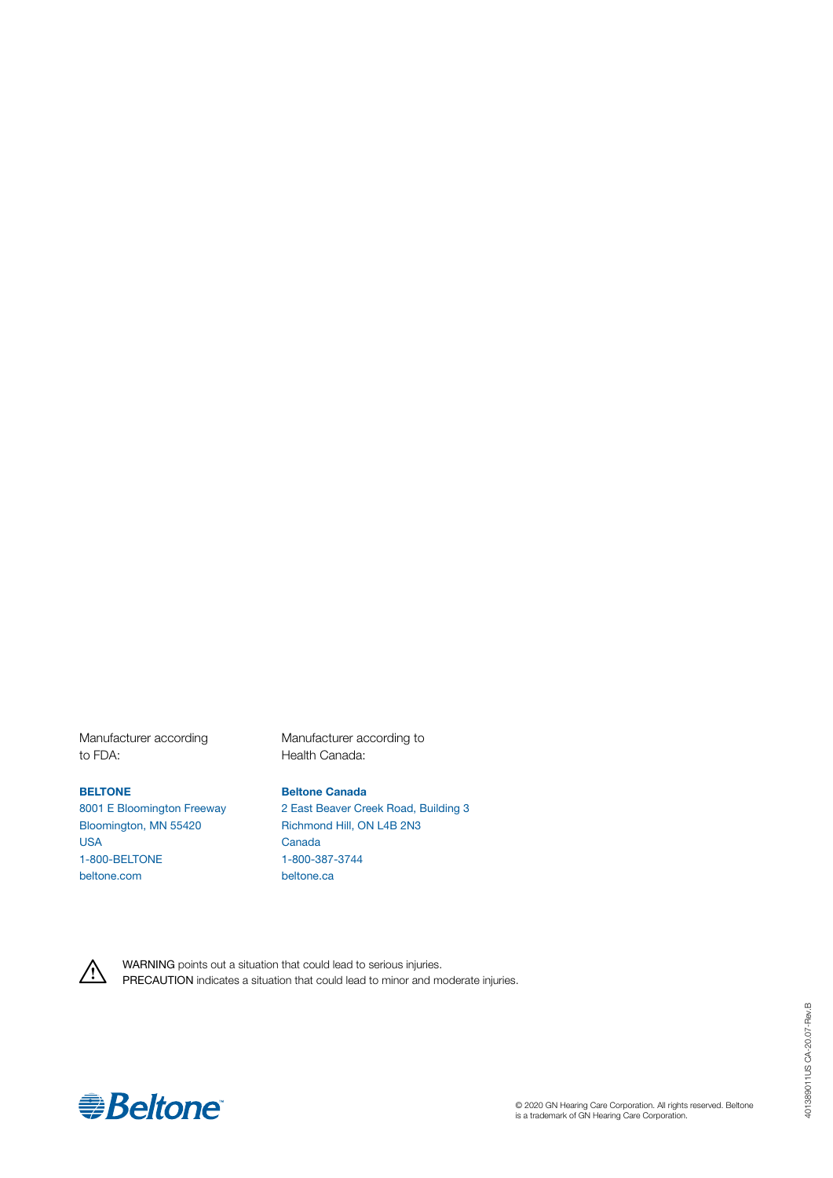Manufacturer according to FDA:

**BELTONE**
8001 E Bloomington Freeway
Bloomington, MN 55420
USA
1-800-BELTONE
beltone.com

Manufacturer according to Health Canada:

**Beltone Canada**
2 East Beaver Creek Road, Building 3
Richmond Hill, ON L4B 2N3
Canada
1-800-387-3744
beltone.ca

⚠ WARNING points out a situation that could lead to serious injuries.
PRECAUTION indicates a situation that could lead to minor and moderate injuries.

© 2020 GN Hearing Care Corporation. All rights reserved. Beltone is a trademark of GN Hearing Care Corporation.

401389011US CA-20.07-Rev.B